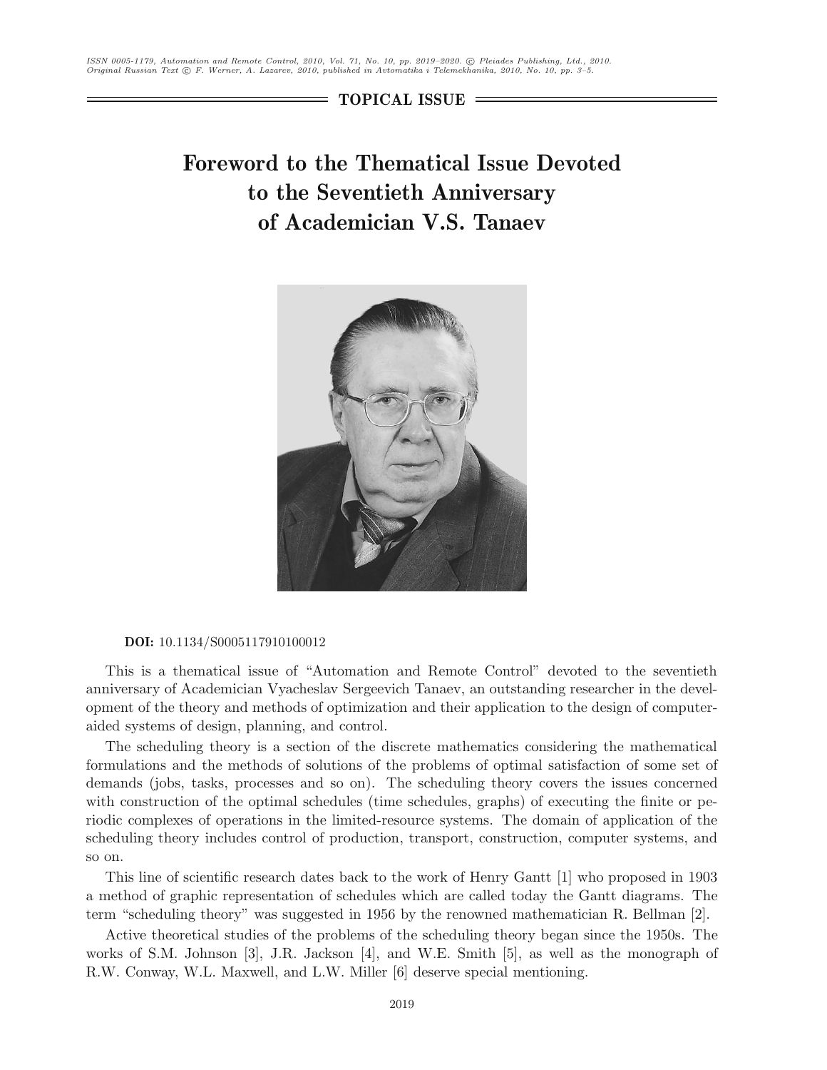**TOPICAL ISSUE**

# Foreword to the Thematical Issue Devoted to the Seventieth Anniversary of Academician V.S. Tanaev

**DOI:** 10.1134/S0005117910100012

This is a thematical issue of "Automation and Remote Control" devoted to the seventieth anniversary of Academician Vyacheslav Sergeevich Tanaev, an outstanding researcher in the development of the theory and methods of optimization and their application to the design of computer-aided systems of design, planning, and control.

The scheduling theory is a section of the discrete mathematics considering the mathematical formulations and the methods of solutions of the problems of optimal satisfaction of some set of demands (jobs, tasks, processes and so on). The scheduling theory covers the issues concerned with construction of the optimal schedules (time schedules, graphs) of executing the finite or periodic complexes of operations in the limited-resource systems. The domain of application of the scheduling theory includes control of production, transport, construction, computer systems, and so on.

This line of scientific research dates back to the work of Henry Gantt [1] who proposed in 1903 a method of graphic representation of schedules which are called today the Gantt diagrams. The term "scheduling theory" was suggested in 1956 by the renowned mathematician R. Bellman [2].

Active theoretical studies of the problems of the scheduling theory began since the 1950s. The works of S.M. Johnson [3], J.R. Jackson [4], and W.E. Smith [5], as well as the monograph of R.W. Conway, W.L. Maxwell, and L.W. Miller [6] deserve special mentioning.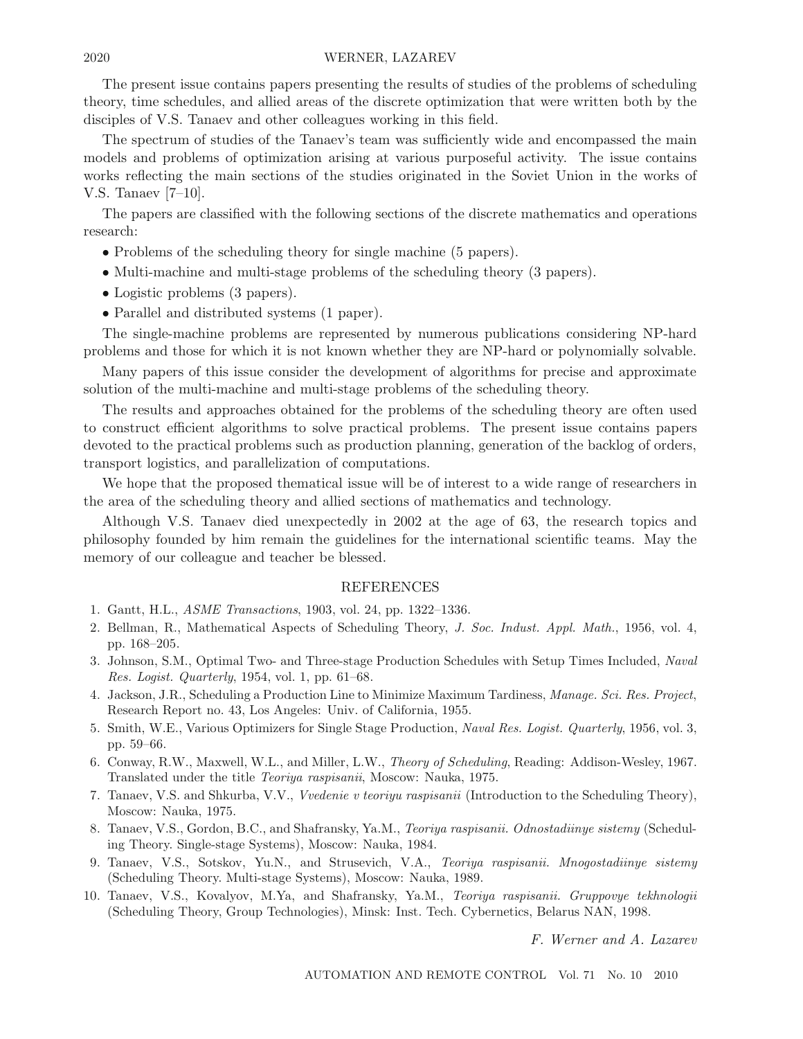The present issue contains papers presenting the results of studies of the problems of scheduling theory, time schedules, and allied areas of the discrete optimization that were written both by the disciples of V.S. Tanaev and other colleagues working in this field.

The spectrum of studies of the Tanaev's team was sufficiently wide and encompassed the main models and problems of optimization arising at various purposeful activity. The issue contains works reflecting the main sections of the studies originated in the Soviet Union in the works of V.S. Tanaev [7–10].

The papers are classified with the following sections of the discrete mathematics and operations research:

- Problems of the scheduling theory for single machine (5 papers).
- Multi-machine and multi-stage problems of the scheduling theory (3 papers).
- Logistic problems (3 papers).
- Parallel and distributed systems (1 paper).

The single-machine problems are represented by numerous publications considering NP-hard problems and those for which it is not known whether they are NP-hard or polynomially solvable.

Many papers of this issue consider the development of algorithms for precise and approximate solution of the multi-machine and multi-stage problems of the scheduling theory.

The results and approaches obtained for the problems of the scheduling theory are often used to construct efficient algorithms to solve practical problems. The present issue contains papers devoted to the practical problems such as production planning, generation of the backlog of orders, transport logistics, and parallelization of computations.

We hope that the proposed thematical issue will be of interest to a wide range of researchers in the area of the scheduling theory and allied sections of mathematics and technology.

Although V.S. Tanaev died unexpectedly in 2002 at the age of 63, the research topics and philosophy founded by him remain the guidelines for the international scientific teams. May the memory of our colleague and teacher be blessed.

## REFERENCES

1. Gantt, H.L., *ASME Transactions*, 1903, vol. 24, pp. 1322–1336.
2. Bellman, R., Mathematical Aspects of Scheduling Theory, *J. Soc. Indust. Appl. Math.*, 1956, vol. 4, pp. 168–205.
3. Johnson, S.M., Optimal Two- and Three-stage Production Schedules with Setup Times Included, *Naval Res. Logist. Quarterly*, 1954, vol. 1, pp. 61–68.
4. Jackson, J.R., Scheduling a Production Line to Minimize Maximum Tardiness, *Manage. Sci. Res. Project*, Research Report no. 43, Los Angeles: Univ. of California, 1955.
5. Smith, W.E., Various Optimizers for Single Stage Production, *Naval Res. Logist. Quarterly*, 1956, vol. 3, pp. 59–66.
6. Conway, R.W., Maxwell, W.L., and Miller, L.W., *Theory of Scheduling*, Reading: Addison-Wesley, 1967. Translated under the title *Teoriya raspisanii*, Moscow: Nauka, 1975.
7. Tanaev, V.S. and Shkurba, V.V., *Vvedenie v teoriyu raspisanii* (Introduction to the Scheduling Theory), Moscow: Nauka, 1975.
8. Tanaev, V.S., Gordon, B.C., and Shafransky, Ya.M., *Teoriya raspisanii. Odnostadiinye sistemy* (Scheduling Theory. Single-stage Systems), Moscow: Nauka, 1984.
9. Tanaev, V.S., Sotskov, Yu.N., and Strusevich, V.A., *Teoriya raspisanii. Mnogostadiinye sistemy* (Scheduling Theory. Multi-stage Systems), Moscow: Nauka, 1989.
10. Tanaev, V.S., Kovalyov, M.Ya, and Shafransky, Ya.M., *Teoriya raspisanii. Gruppovye tekhnologii* (Scheduling Theory, Group Technologies), Minsk: Inst. Tech. Cybernetics, Belarus NAN, 1998.

*F. Werner and A. Lazarev*